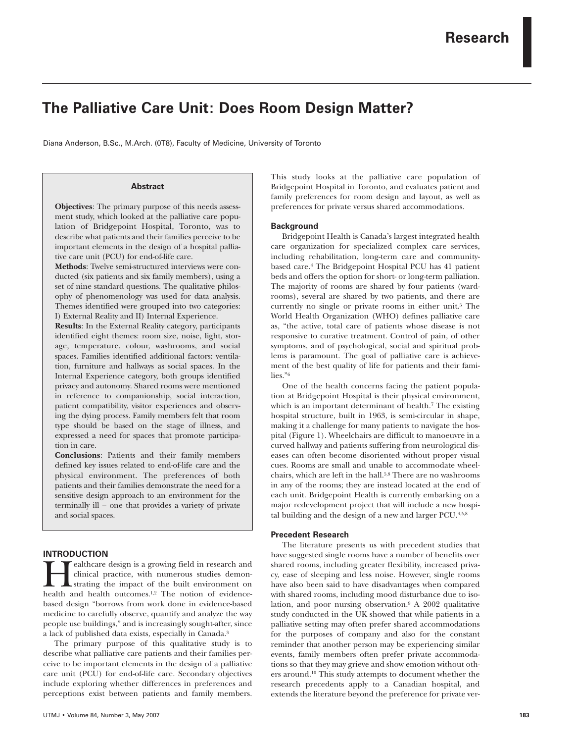# The Palliative Care Unit: Does Room Design Matter?

Diana Anderson, B.Sc., M.Arch. (0T8), Faculty of Medicine, University of Toronto

## Abstract

**Objectives**: The primary purpose of this needs assessment study, which looked at the palliative care population of Bridgepoint Hospital, Toronto, was to describe what patients and their families perceive to be important elements in the design of a hospital palliative care unit (PCU) for end-of-life care.

**Methods**: Twelve semi-structured interviews were conducted (six patients and six family members), using a set of nine standard questions. The qualitative philosophy of phenomenology was used for data analysis. Themes identified were grouped into two categories: I) External Reality and II) Internal Experience.

**Results**: In the External Reality category, participants identified eight themes: room size, noise, light, storage, temperature, colour, washrooms, and social spaces. Families identified additional factors: ventilation, furniture and hallways as social spaces. In the Internal Experience category, both groups identified privacy and autonomy. Shared rooms were mentioned in reference to companionship, social interaction, patient compatibility, visitor experiences and observing the dying process. Family members felt that room type should be based on the stage of illness, and expressed a need for spaces that promote participation in care.

**Conclusions**: Patients and their family members defined key issues related to end-of-life care and the physical environment. The preferences of both patients and their families demonstrate the need for a sensitive design approach to an environment for the terminally ill – one that provides a variety of private and social spaces.

## INTRODUCTION

Healthcare design is a growing field in research and clinical practice, with numerous studies demonstrating the impact of the built environment on health and health outcomes.[1,2] The notion of evidence-based design "borrows from work done in evidence-based medicine to carefully observe, quantify and analyze the way people use buildings," and is increasingly sought-after, since a lack of published data exists, especially in Canada.[3]

The primary purpose of this qualitative study is to describe what palliative care patients and their families perceive to be important elements in the design of a palliative care unit (PCU) for end-of-life care. Secondary objectives include exploring whether differences in preferences and perceptions exist between patients and family members. This study looks at the palliative care population of Bridgepoint Hospital in Toronto, and evaluates patient and family preferences for room design and layout, as well as preferences for private versus shared accommodations.

### Background

Bridgepoint Health is Canada's largest integrated health care organization for specialized complex care services, including rehabilitation, long-term care and community-based care.[4] The Bridgepoint Hospital PCU has 41 patient beds and offers the option for short- or long-term palliation. The majority of rooms are shared by four patients (ward-rooms), several are shared by two patients, and there are currently no single or private rooms in either unit.[5] The World Health Organization (WHO) defines palliative care as, "the active, total care of patients whose disease is not responsive to curative treatment. Control of pain, of other symptoms, and of psychological, social and spiritual problems is paramount. The goal of palliative care is achievement of the best quality of life for patients and their families."[6]

One of the health concerns facing the patient population at Bridgepoint Hospital is their physical environment, which is an important determinant of health.[7] The existing hospital structure, built in 1963, is semi-circular in shape, making it a challenge for many patients to navigate the hospital (Figure 1). Wheelchairs are difficult to manoeuvre in a curved hallway and patients suffering from neurological diseases can often become disoriented without proper visual cues. Rooms are small and unable to accommodate wheelchairs, which are left in the hall.[5,8] There are no washrooms in any of the rooms; they are instead located at the end of each unit. Bridgepoint Health is currently embarking on a major redevelopment project that will include a new hospital building and the design of a new and larger PCU.[4,5,8]

### Precedent Research

The literature presents us with precedent studies that have suggested single rooms have a number of benefits over shared rooms, including greater flexibility, increased privacy, ease of sleeping and less noise. However, single rooms have also been said to have disadvantages when compared with shared rooms, including mood disturbance due to isolation, and poor nursing observation.[9] A 2002 qualitative study conducted in the UK showed that while patients in a palliative setting may often prefer shared accommodations for the purposes of company and also for the constant reminder that another person may be experiencing similar events, family members often prefer private accommodations so that they may grieve and show emotion without others around.[10] This study attempts to document whether the research precedents apply to a Canadian hospital, and extends the literature beyond the preference for private ver-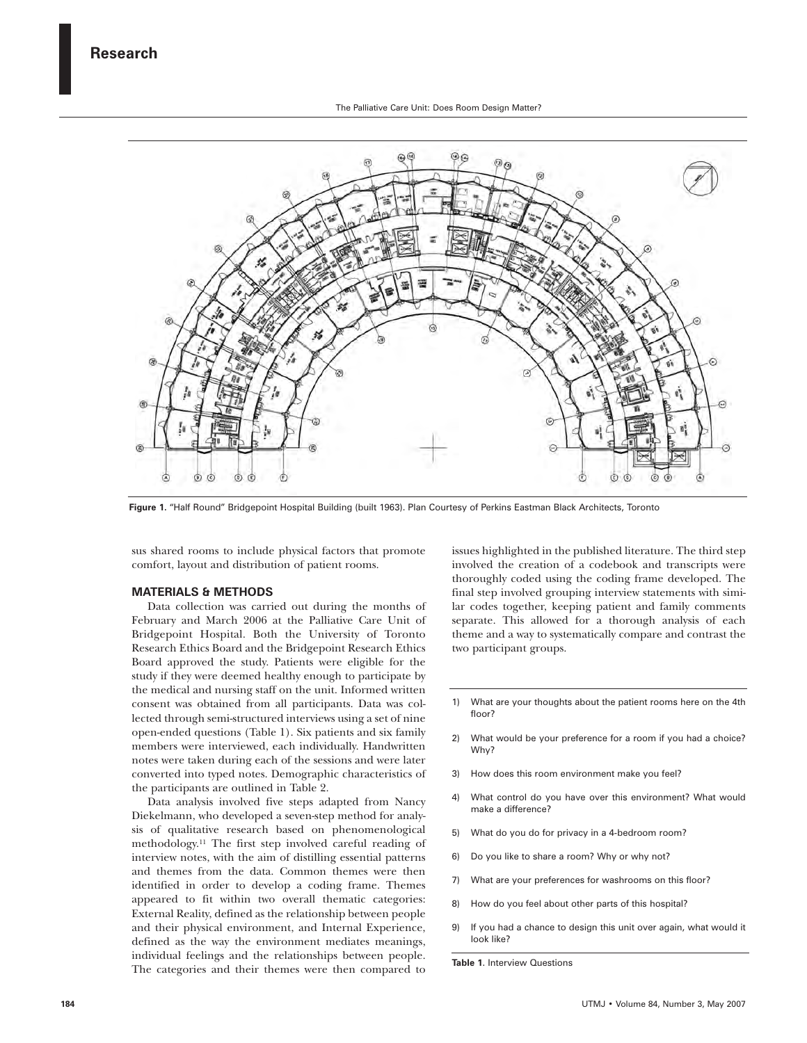Figure 1. "Half Round" Bridgepoint Hospital Building (built 1963). Plan Courtesy of Perkins Eastman Black Architects, Toronto

sus shared rooms to include physical factors that promote comfort, layout and distribution of patient rooms.

## MATERIALS & METHODS

Data collection was carried out during the months of February and March 2006 at the Palliative Care Unit of Bridgepoint Hospital. Both the University of Toronto Research Ethics Board and the Bridgepoint Research Ethics Board approved the study. Patients were eligible for the study if they were deemed healthy enough to participate by the medical and nursing staff on the unit. Informed written consent was obtained from all participants. Data was collected through semi-structured interviews using a set of nine open-ended questions (Table 1). Six patients and six family members were interviewed, each individually. Handwritten notes were taken during each of the sessions and were later converted into typed notes. Demographic characteristics of the participants are outlined in Table 2.

Data analysis involved five steps adapted from Nancy Diekelmann, who developed a seven-step method for analysis of qualitative research based on phenomenological methodology.[11] The first step involved careful reading of interview notes, with the aim of distilling essential patterns and themes from the data. Common themes were then identified in order to develop a coding frame. Themes appeared to fit within two overall thematic categories: External Reality, defined as the relationship between people and their physical environment, and Internal Experience, defined as the way the environment mediates meanings, individual feelings and the relationships between people. The categories and their themes were then compared to issues highlighted in the published literature. The third step involved the creation of a codebook and transcripts were thoroughly coded using the coding frame developed. The final step involved grouping interview statements with similar codes together, keeping patient and family comments separate. This allowed for a thorough analysis of each theme and a way to systematically compare and contrast the two participant groups.

1) What are your thoughts about the patient rooms here on the 4th floor?
2) What would be your preference for a room if you had a choice? Why?
3) How does this room environment make you feel?
4) What control do you have over this environment? What would make a difference?
5) What do you do for privacy in a 4-bedroom room?
6) Do you like to share a room? Why or why not?
7) What are your preferences for washrooms on this floor?
8) How do you feel about other parts of this hospital?
9) If you had a chance to design this unit over again, what would it look like?

Table 1. Interview Questions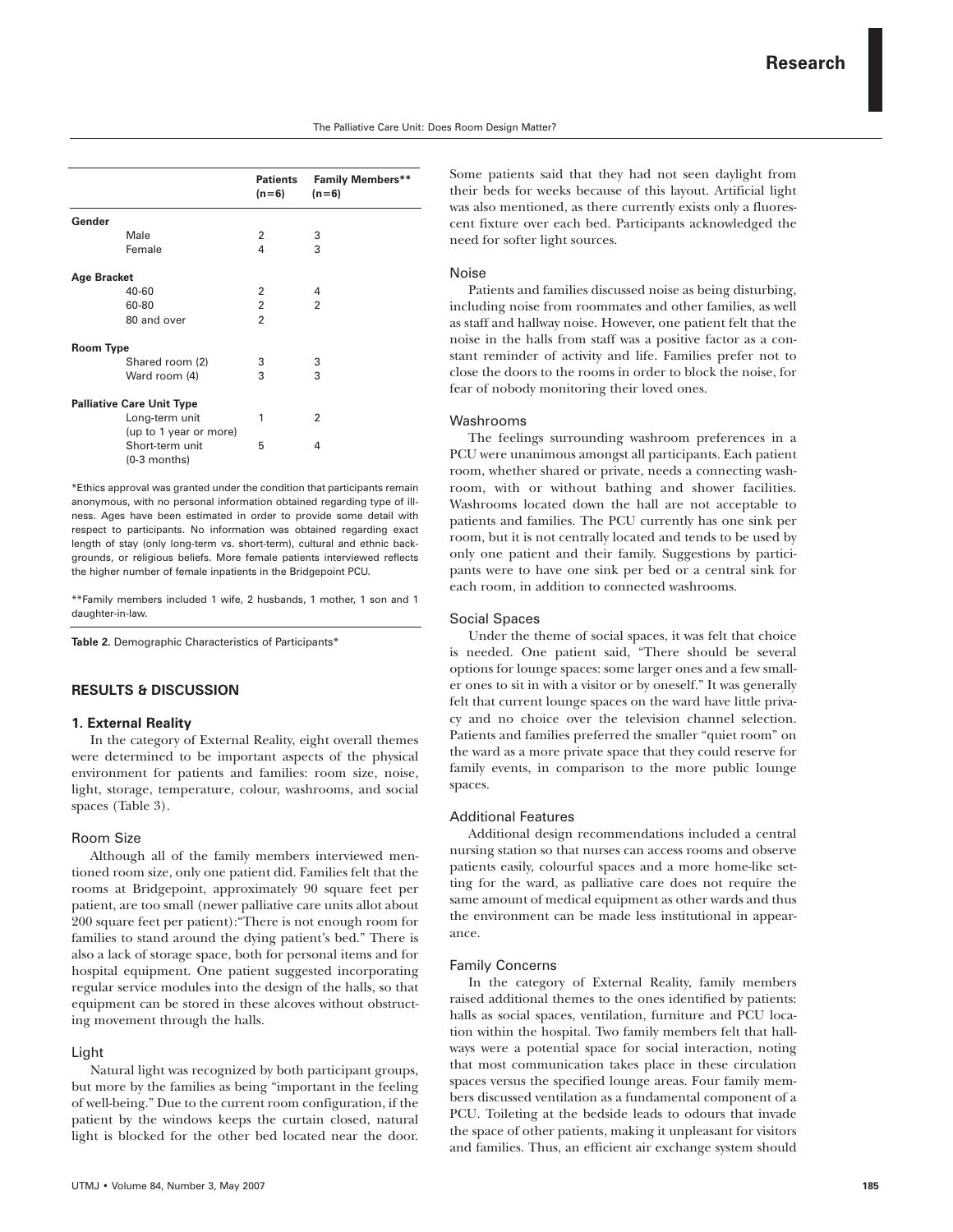| | Patients (n=6) | Family Members** (n=6) |
|---|---|---|
| **Gender** | | |
| Male | 2 | 3 |
| Female | 4 | 3 |
| **Age Bracket** | | |
| 40-60 | 2 | 4 |
| 60-80 | 2 | 2 |
| 80 and over | 2 | |
| **Room Type** | | |
| Shared room (2) | 3 | 3 |
| Ward room (4) | 3 | 3 |
| **Palliative Care Unit Type** | | |
| Long-term unit (up to 1 year or more) | 1 | 2 |
| Short-term unit (0-3 months) | 5 | 4 |

*Ethics approval was granted under the condition that participants remain anonymous, with no personal information obtained regarding type of illness. Ages have been estimated in order to provide some detail with respect to participants. No information was obtained regarding exact length of stay (only long-term vs. short-term), cultural and ethnic backgrounds, or religious beliefs. More female patients interviewed reflects the higher number of female inpatients in the Bridgepoint PCU.

**Family members included 1 wife, 2 husbands, 1 mother, 1 son and 1 daughter-in-law.

**Table 2.** Demographic Characteristics of Participants*

## RESULTS & DISCUSSION

### 1. External Reality

In the category of External Reality, eight overall themes were determined to be important aspects of the physical environment for patients and families: room size, noise, light, storage, temperature, colour, washrooms, and social spaces (Table 3).

#### Room Size

Although all of the family members interviewed mentioned room size, only one patient did. Families felt that the rooms at Bridgepoint, approximately 90 square feet per patient, are too small (newer palliative care units allot about 200 square feet per patient):"There is not enough room for families to stand around the dying patient's bed." There is also a lack of storage space, both for personal items and for hospital equipment. One patient suggested incorporating regular service modules into the design of the halls, so that equipment can be stored in these alcoves without obstructing movement through the halls.

#### Light

Natural light was recognized by both participant groups, but more by the families as being "important in the feeling of well-being." Due to the current room configuration, if the patient by the windows keeps the curtain closed, natural light is blocked for the other bed located near the door. Some patients said that they had not seen daylight from their beds for weeks because of this layout. Artificial light was also mentioned, as there currently exists only a fluorescent fixture over each bed. Participants acknowledged the need for softer light sources.

#### Noise

Patients and families discussed noise as being disturbing, including noise from roommates and other families, as well as staff and hallway noise. However, one patient felt that the noise in the halls from staff was a positive factor as a constant reminder of activity and life. Families prefer not to close the doors to the rooms in order to block the noise, for fear of nobody monitoring their loved ones.

#### Washrooms

The feelings surrounding washroom preferences in a PCU were unanimous amongst all participants. Each patient room, whether shared or private, needs a connecting washroom, with or without bathing and shower facilities. Washrooms located down the hall are not acceptable to patients and families. The PCU currently has one sink per room, but it is not centrally located and tends to be used by only one patient and their family. Suggestions by participants were to have one sink per bed or a central sink for each room, in addition to connected washrooms.

#### Social Spaces

Under the theme of social spaces, it was felt that choice is needed. One patient said, "There should be several options for lounge spaces: some larger ones and a few smaller ones to sit in with a visitor or by oneself." It was generally felt that current lounge spaces on the ward have little privacy and no choice over the television channel selection. Patients and families preferred the smaller "quiet room" on the ward as a more private space that they could reserve for family events, in comparison to the more public lounge spaces.

#### Additional Features

Additional design recommendations included a central nursing station so that nurses can access rooms and observe patients easily, colourful spaces and a more home-like setting for the ward, as palliative care does not require the same amount of medical equipment as other wards and thus the environment can be made less institutional in appearance.

#### Family Concerns

In the category of External Reality, family members raised additional themes to the ones identified by patients: halls as social spaces, ventilation, furniture and PCU location within the hospital. Two family members felt that hallways were a potential space for social interaction, noting that most communication takes place in these circulation spaces versus the specified lounge areas. Four family members discussed ventilation as a fundamental component of a PCU. Toileting at the bedside leads to odours that invade the space of other patients, making it unpleasant for visitors and families. Thus, an efficient air exchange system should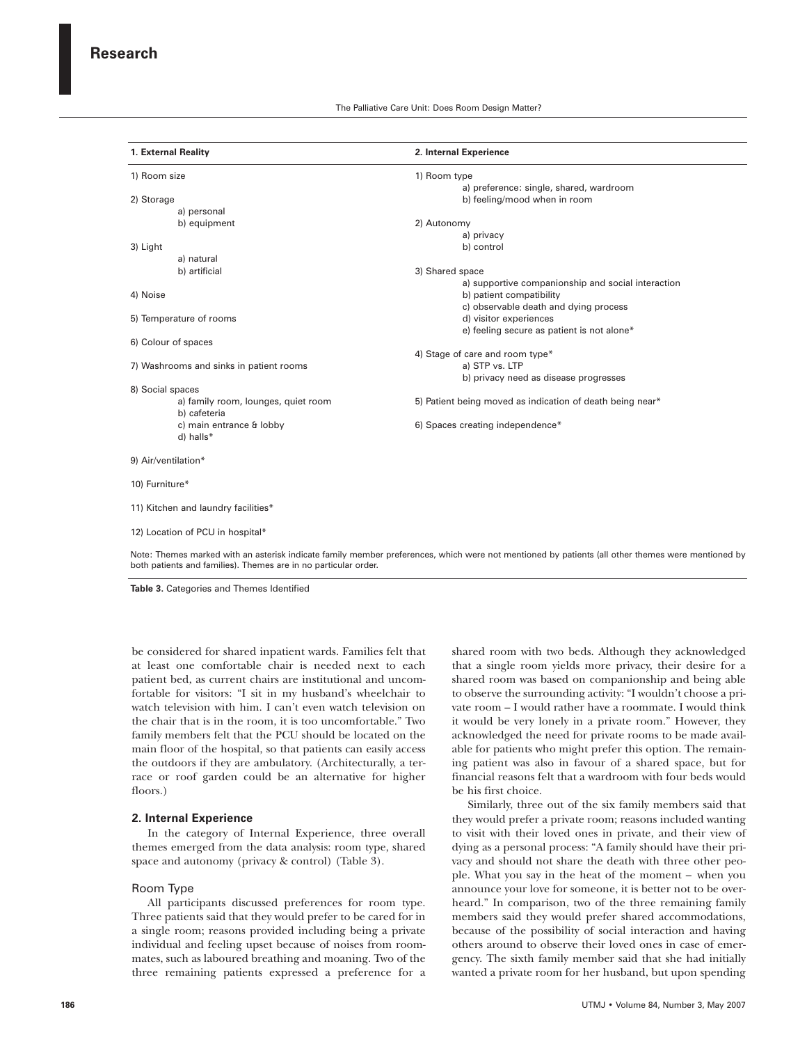| 1. External Reality | 2. Internal Experience |
|---|---|
| 1) Room size | 1) Room type<br>a) preference: single, shared, wardroom<br>b) feeling/mood when in room |
| 2) Storage<br>a) personal<br>b) equipment | 2) Autonomy<br>a) privacy<br>b) control |
| 3) Light<br>a) natural<br>b) artificial | 3) Shared space<br>a) supportive companionship and social interaction<br>b) patient compatibility<br>c) observable death and dying process<br>d) visitor experiences<br>e) feeling secure as patient is not alone* |
| 4) Noise | 4) Stage of care and room type*<br>a) STP vs. LTP<br>b) privacy need as disease progresses |
| 5) Temperature of rooms | 5) Patient being moved as indication of death being near* |
| 6) Colour of spaces | 6) Spaces creating independence* |
| 7) Washrooms and sinks in patient rooms | |
| 8) Social spaces<br>a) family room, lounges, quiet room<br>b) cafeteria<br>c) main entrance & lobby<br>d) halls* | |
| 9) Air/ventilation* | |
| 10) Furniture* | |
| 11) Kitchen and laundry facilities* | |
| 12) Location of PCU in hospital* | |

Note: Themes marked with an asterisk indicate family member preferences, which were not mentioned by patients (all other themes were mentioned by both patients and families). Themes are in no particular order.

**Table 3.** Categories and Themes Identified

be considered for shared inpatient wards. Families felt that at least one comfortable chair is needed next to each patient bed, as current chairs are institutional and uncomfortable for visitors: "I sit in my husband's wheelchair to watch television with him. I can't even watch television on the chair that is in the room, it is too uncomfortable." Two family members felt that the PCU should be located on the main floor of the hospital, so that patients can easily access the outdoors if they are ambulatory. (Architecturally, a terrace or roof garden could be an alternative for higher floors.)

### 2. Internal Experience

In the category of Internal Experience, three overall themes emerged from the data analysis: room type, shared space and autonomy (privacy & control) (Table 3).

#### Room Type

All participants discussed preferences for room type. Three patients said that they would prefer to be cared for in a single room; reasons provided including being a private individual and feeling upset because of noises from roommates, such as laboured breathing and moaning. Two of the three remaining patients expressed a preference for a shared room with two beds. Although they acknowledged that a single room yields more privacy, their desire for a shared room was based on companionship and being able to observe the surrounding activity: "I wouldn't choose a private room – I would rather have a roommate. I would think it would be very lonely in a private room." However, they acknowledged the need for private rooms to be made available for patients who might prefer this option. The remaining patient was also in favour of a shared space, but for financial reasons felt that a wardroom with four beds would be his first choice.

Similarly, three out of the six family members said that they would prefer a private room; reasons included wanting to visit with their loved ones in private, and their view of dying as a personal process: "A family should have their privacy and should not share the death with three other people. What you say in the heat of the moment – when you announce your love for someone, it is better not to be overheard." In comparison, two of the three remaining family members said they would prefer shared accommodations, because of the possibility of social interaction and having others around to observe their loved ones in case of emergency. The sixth family member said that she had initially wanted a private room for her husband, but upon spending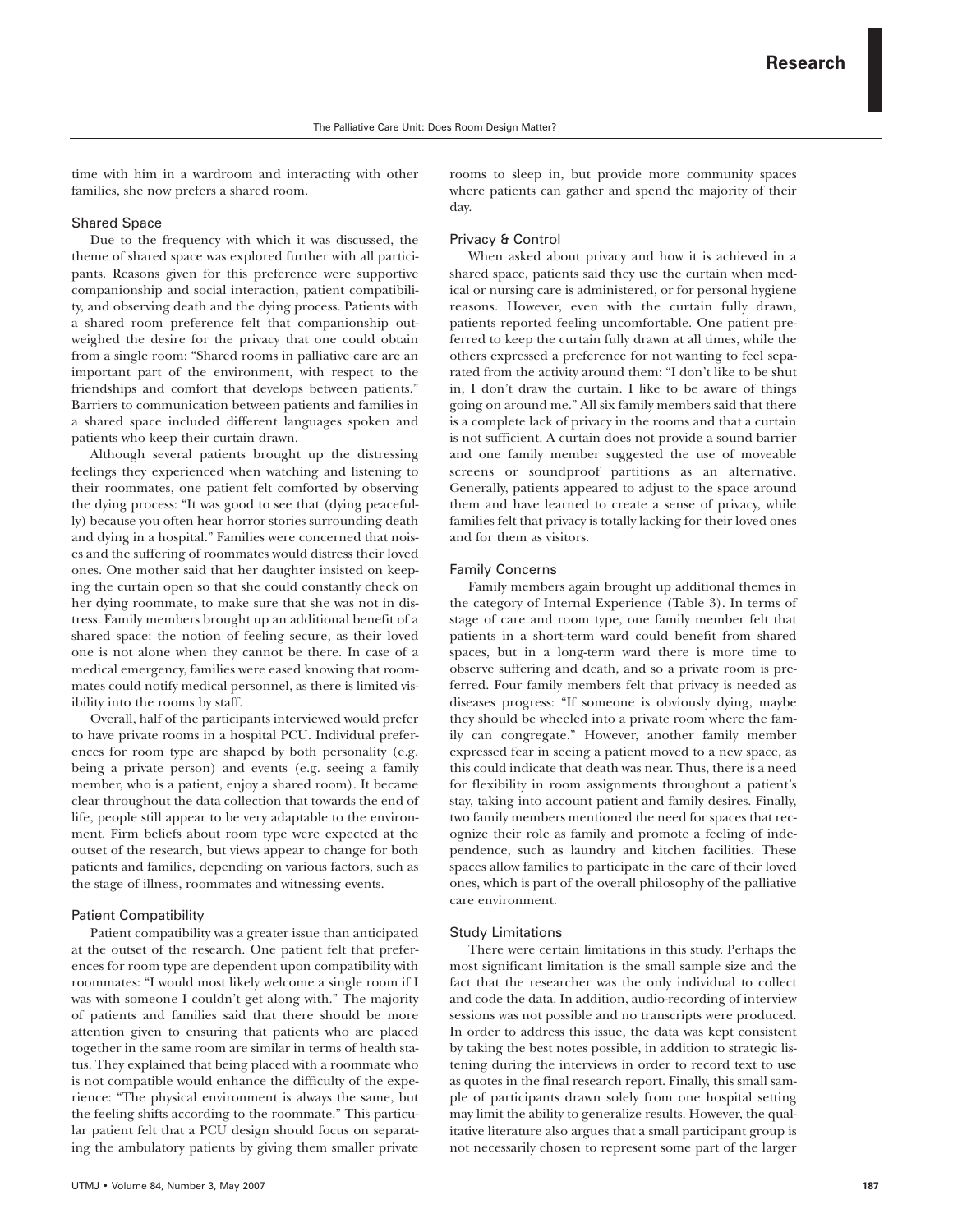time with him in a wardroom and interacting with other families, she now prefers a shared room.

### Shared Space

Due to the frequency with which it was discussed, the theme of shared space was explored further with all participants. Reasons given for this preference were supportive companionship and social interaction, patient compatibility, and observing death and the dying process. Patients with a shared room preference felt that companionship outweighed the desire for the privacy that one could obtain from a single room: "Shared rooms in palliative care are an important part of the environment, with respect to the friendships and comfort that develops between patients." Barriers to communication between patients and families in a shared space included different languages spoken and patients who keep their curtain drawn.

Although several patients brought up the distressing feelings they experienced when watching and listening to their roommates, one patient felt comforted by observing the dying process: "It was good to see that (dying peacefully) because you often hear horror stories surrounding death and dying in a hospital." Families were concerned that noises and the suffering of roommates would distress their loved ones. One mother said that her daughter insisted on keeping the curtain open so that she could constantly check on her dying roommate, to make sure that she was not in distress. Family members brought up an additional benefit of a shared space: the notion of feeling secure, as their loved one is not alone when they cannot be there. In case of a medical emergency, families were eased knowing that roommates could notify medical personnel, as there is limited visibility into the rooms by staff.

Overall, half of the participants interviewed would prefer to have private rooms in a hospital PCU. Individual preferences for room type are shaped by both personality (e.g. being a private person) and events (e.g. seeing a family member, who is a patient, enjoy a shared room). It became clear throughout the data collection that towards the end of life, people still appear to be very adaptable to the environment. Firm beliefs about room type were expected at the outset of the research, but views appear to change for both patients and families, depending on various factors, such as the stage of illness, roommates and witnessing events.

### Patient Compatibility

Patient compatibility was a greater issue than anticipated at the outset of the research. One patient felt that preferences for room type are dependent upon compatibility with roommates: "I would most likely welcome a single room if I was with someone I couldn't get along with." The majority of patients and families said that there should be more attention given to ensuring that patients who are placed together in the same room are similar in terms of health status. They explained that being placed with a roommate who is not compatible would enhance the difficulty of the experience: "The physical environment is always the same, but the feeling shifts according to the roommate." This particular patient felt that a PCU design should focus on separating the ambulatory patients by giving them smaller private rooms to sleep in, but provide more community spaces where patients can gather and spend the majority of their day.

### Privacy & Control

When asked about privacy and how it is achieved in a shared space, patients said they use the curtain when medical or nursing care is administered, or for personal hygiene reasons. However, even with the curtain fully drawn, patients reported feeling uncomfortable. One patient preferred to keep the curtain fully drawn at all times, while the others expressed a preference for not wanting to feel separated from the activity around them: "I don't like to be shut in, I don't draw the curtain. I like to be aware of things going on around me." All six family members said that there is a complete lack of privacy in the rooms and that a curtain is not sufficient. A curtain does not provide a sound barrier and one family member suggested the use of moveable screens or soundproof partitions as an alternative. Generally, patients appeared to adjust to the space around them and have learned to create a sense of privacy, while families felt that privacy is totally lacking for their loved ones and for them as visitors.

### Family Concerns

Family members again brought up additional themes in the category of Internal Experience (Table 3). In terms of stage of care and room type, one family member felt that patients in a short-term ward could benefit from shared spaces, but in a long-term ward there is more time to observe suffering and death, and so a private room is preferred. Four family members felt that privacy is needed as diseases progress: "If someone is obviously dying, maybe they should be wheeled into a private room where the family can congregate." However, another family member expressed fear in seeing a patient moved to a new space, as this could indicate that death was near. Thus, there is a need for flexibility in room assignments throughout a patient's stay, taking into account patient and family desires. Finally, two family members mentioned the need for spaces that recognize their role as family and promote a feeling of independence, such as laundry and kitchen facilities. These spaces allow families to participate in the care of their loved ones, which is part of the overall philosophy of the palliative care environment.

### Study Limitations

There were certain limitations in this study. Perhaps the most significant limitation is the small sample size and the fact that the researcher was the only individual to collect and code the data. In addition, audio-recording of interview sessions was not possible and no transcripts were produced. In order to address this issue, the data was kept consistent by taking the best notes possible, in addition to strategic listening during the interviews in order to record text to use as quotes in the final research report. Finally, this small sample of participants drawn solely from one hospital setting may limit the ability to generalize results. However, the qualitative literature also argues that a small participant group is not necessarily chosen to represent some part of the larger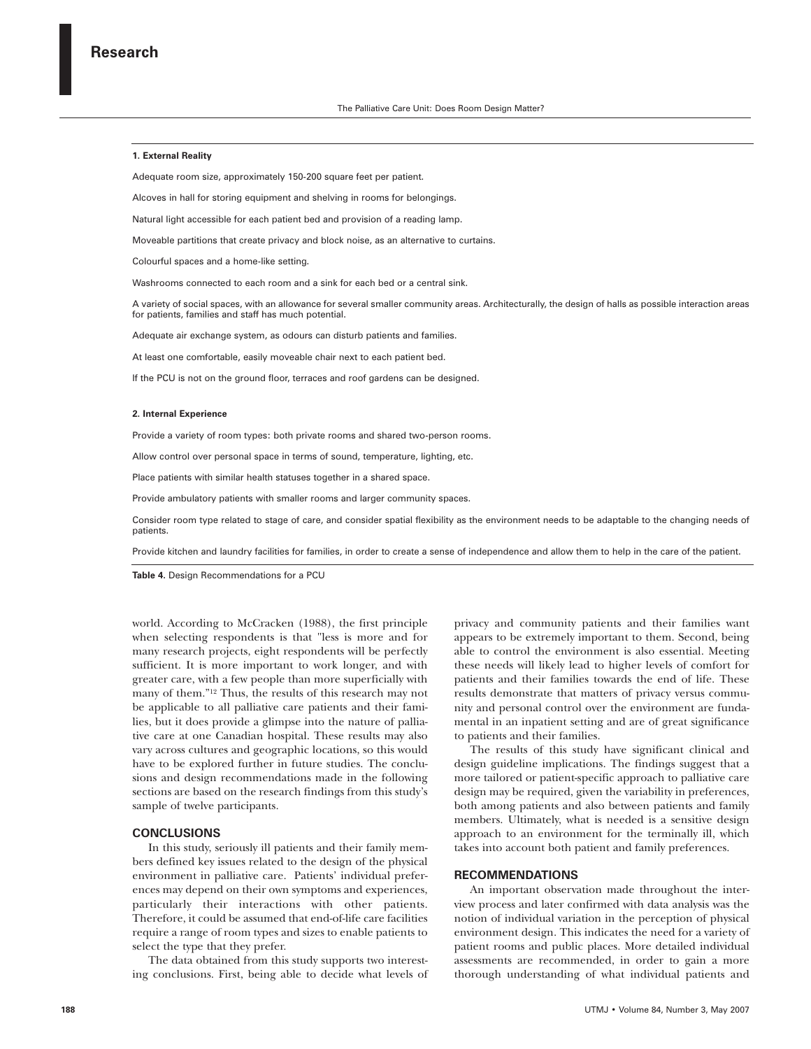**1. External Reality**

Adequate room size, approximately 150-200 square feet per patient.

Alcoves in hall for storing equipment and shelving in rooms for belongings.

Natural light accessible for each patient bed and provision of a reading lamp.

Moveable partitions that create privacy and block noise, as an alternative to curtains.

Colourful spaces and a home-like setting.

Washrooms connected to each room and a sink for each bed or a central sink.

A variety of social spaces, with an allowance for several smaller community areas. Architecturally, the design of halls as possible interaction areas for patients, families and staff has much potential.

Adequate air exchange system, as odours can disturb patients and families.

At least one comfortable, easily moveable chair next to each patient bed.

If the PCU is not on the ground floor, terraces and roof gardens can be designed.

**2. Internal Experience**

Provide a variety of room types: both private rooms and shared two-person rooms.

Allow control over personal space in terms of sound, temperature, lighting, etc.

Place patients with similar health statuses together in a shared space.

Provide ambulatory patients with smaller rooms and larger community spaces.

Consider room type related to stage of care, and consider spatial flexibility as the environment needs to be adaptable to the changing needs of patients.

Provide kitchen and laundry facilities for families, in order to create a sense of independence and allow them to help in the care of the patient.

**Table 4.** Design Recommendations for a PCU

world. According to McCracken (1988), the first principle when selecting respondents is that "less is more and for many research projects, eight respondents will be perfectly sufficient. It is more important to work longer, and with greater care, with a few people than more superficially with many of them."[12] Thus, the results of this research may not be applicable to all palliative care patients and their families, but it does provide a glimpse into the nature of palliative care at one Canadian hospital. These results may also vary across cultures and geographic locations, so this would have to be explored further in future studies. The conclusions and design recommendations made in the following sections are based on the research findings from this study's sample of twelve participants.

## CONCLUSIONS

In this study, seriously ill patients and their family members defined key issues related to the design of the physical environment in palliative care. Patients' individual preferences may depend on their own symptoms and experiences, particularly their interactions with other patients. Therefore, it could be assumed that end-of-life care facilities require a range of room types and sizes to enable patients to select the type that they prefer.

The data obtained from this study supports two interesting conclusions. First, being able to decide what levels of privacy and community patients and their families want appears to be extremely important to them. Second, being able to control the environment is also essential. Meeting these needs will likely lead to higher levels of comfort for patients and their families towards the end of life. These results demonstrate that matters of privacy versus community and personal control over the environment are fundamental in an inpatient setting and are of great significance to patients and their families.

The results of this study have significant clinical and design guideline implications. The findings suggest that a more tailored or patient-specific approach to palliative care design may be required, given the variability in preferences, both among patients and also between patients and family members. Ultimately, what is needed is a sensitive design approach to an environment for the terminally ill, which takes into account both patient and family preferences.

## RECOMMENDATIONS

An important observation made throughout the interview process and later confirmed with data analysis was the notion of individual variation in the perception of physical environment design. This indicates the need for a variety of patient rooms and public places. More detailed individual assessments are recommended, in order to gain a more thorough understanding of what individual patients and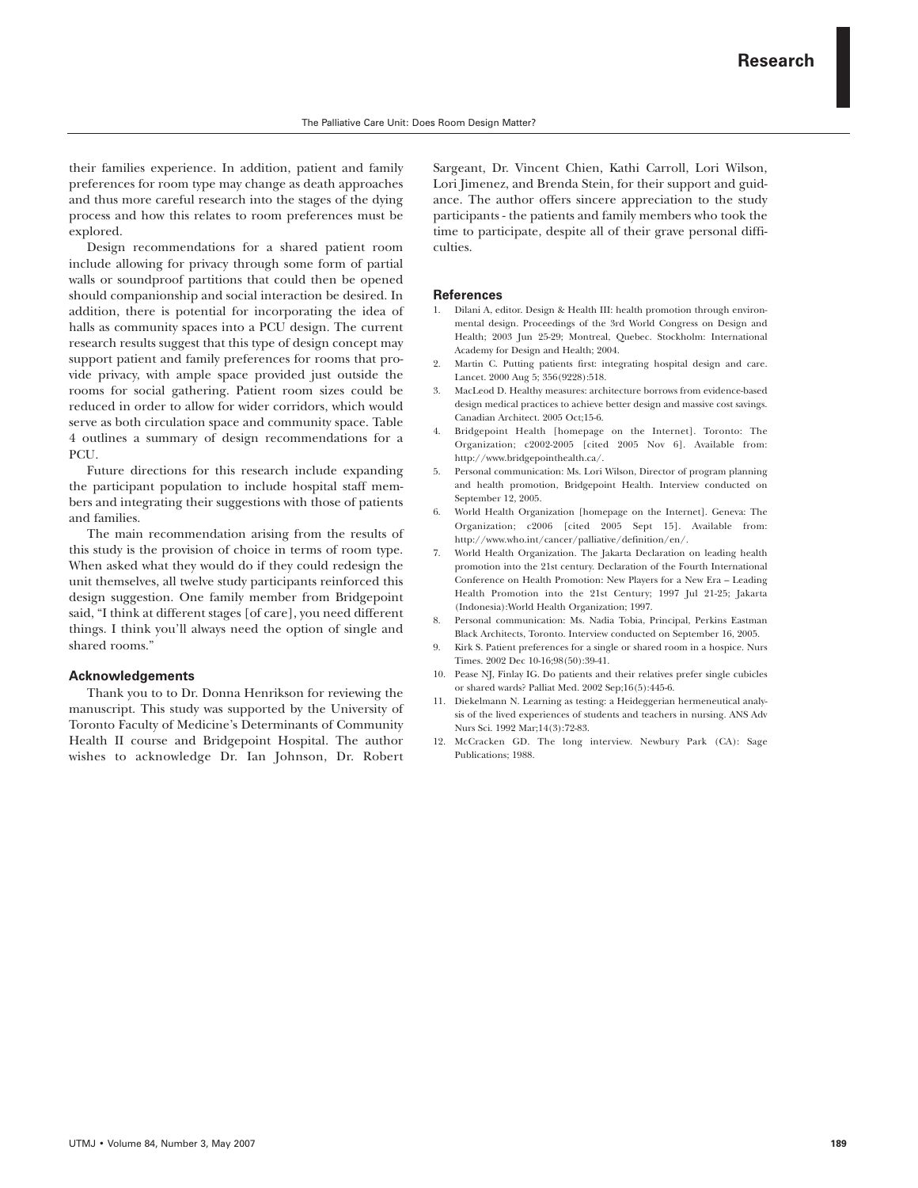their families experience. In addition, patient and family preferences for room type may change as death approaches and thus more careful research into the stages of the dying process and how this relates to room preferences must be explored.

Design recommendations for a shared patient room include allowing for privacy through some form of partial walls or soundproof partitions that could then be opened should companionship and social interaction be desired. In addition, there is potential for incorporating the idea of halls as community spaces into a PCU design. The current research results suggest that this type of design concept may support patient and family preferences for rooms that provide privacy, with ample space provided just outside the rooms for social gathering. Patient room sizes could be reduced in order to allow for wider corridors, which would serve as both circulation space and community space. Table 4 outlines a summary of design recommendations for a PCU.

Future directions for this research include expanding the participant population to include hospital staff members and integrating their suggestions with those of patients and families.

The main recommendation arising from the results of this study is the provision of choice in terms of room type. When asked what they would do if they could redesign the unit themselves, all twelve study participants reinforced this design suggestion. One family member from Bridgepoint said, "I think at different stages [of care], you need different things. I think you'll always need the option of single and shared rooms."

### Acknowledgements

Thank you to to Dr. Donna Henrikson for reviewing the manuscript. This study was supported by the University of Toronto Faculty of Medicine's Determinants of Community Health II course and Bridgepoint Hospital. The author wishes to acknowledge Dr. Ian Johnson, Dr. Robert Sargeant, Dr. Vincent Chien, Kathi Carroll, Lori Wilson, Lori Jimenez, and Brenda Stein, for their support and guidance. The author offers sincere appreciation to the study participants - the patients and family members who took the time to participate, despite all of their grave personal difficulties.

### References

1. Dilani A, editor. Design & Health III: health promotion through environmental design. Proceedings of the 3rd World Congress on Design and Health; 2003 Jun 25-29; Montreal, Quebec. Stockholm: International Academy for Design and Health; 2004.
2. Martin C. Putting patients first: integrating hospital design and care. Lancet. 2000 Aug 5; 356(9228):518.
3. MacLeod D. Healthy measures: architecture borrows from evidence-based design medical practices to achieve better design and massive cost savings. Canadian Architect. 2005 Oct;15-6.
4. Bridgepoint Health [homepage on the Internet]. Toronto: The Organization; c2002-2005 [cited 2005 Nov 6]. Available from: http://www.bridgepointhealth.ca/.
5. Personal communication: Ms. Lori Wilson, Director of program planning and health promotion, Bridgepoint Health. Interview conducted on September 12, 2005.
6. World Health Organization [homepage on the Internet]. Geneva: The Organization; c2006 [cited 2005 Sept 15]. Available from: http://www.who.int/cancer/palliative/definition/en/.
7. World Health Organization. The Jakarta Declaration on leading health promotion into the 21st century. Declaration of the Fourth International Conference on Health Promotion: New Players for a New Era – Leading Health Promotion into the 21st Century; 1997 Jul 21-25; Jakarta (Indonesia):World Health Organization; 1997.
8. Personal communication: Ms. Nadia Tobia, Principal, Perkins Eastman Black Architects, Toronto. Interview conducted on September 16, 2005.
9. Kirk S. Patient preferences for a single or shared room in a hospice. Nurs Times. 2002 Dec 10-16;98(50):39-41.
10. Pease NJ, Finlay IG. Do patients and their relatives prefer single cubicles or shared wards? Palliat Med. 2002 Sep;16(5):445-6.
11. Diekelmann N. Learning as testing: a Heideggerian hermeneutical analysis of the lived experiences of students and teachers in nursing. ANS Adv Nurs Sci. 1992 Mar;14(3):72-83.
12. McCracken GD. The long interview. Newbury Park (CA): Sage Publications; 1988.